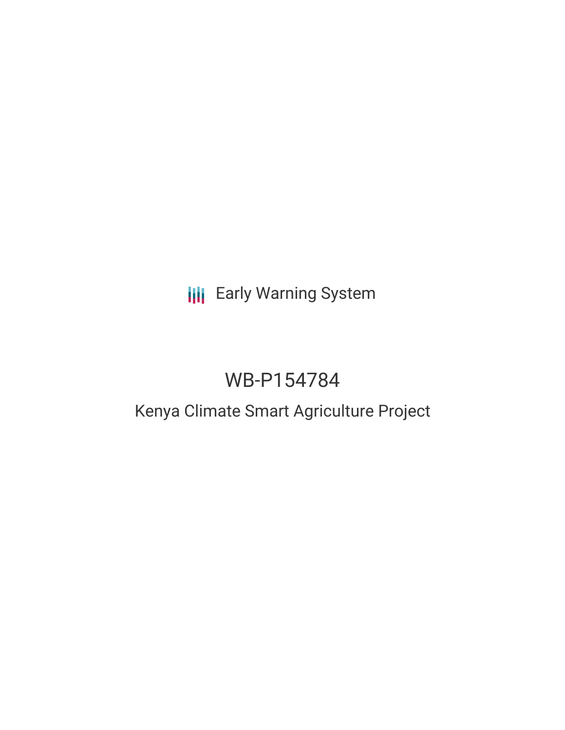Early Warning System

# WB-P154784

## Kenya Climate Smart Agriculture Project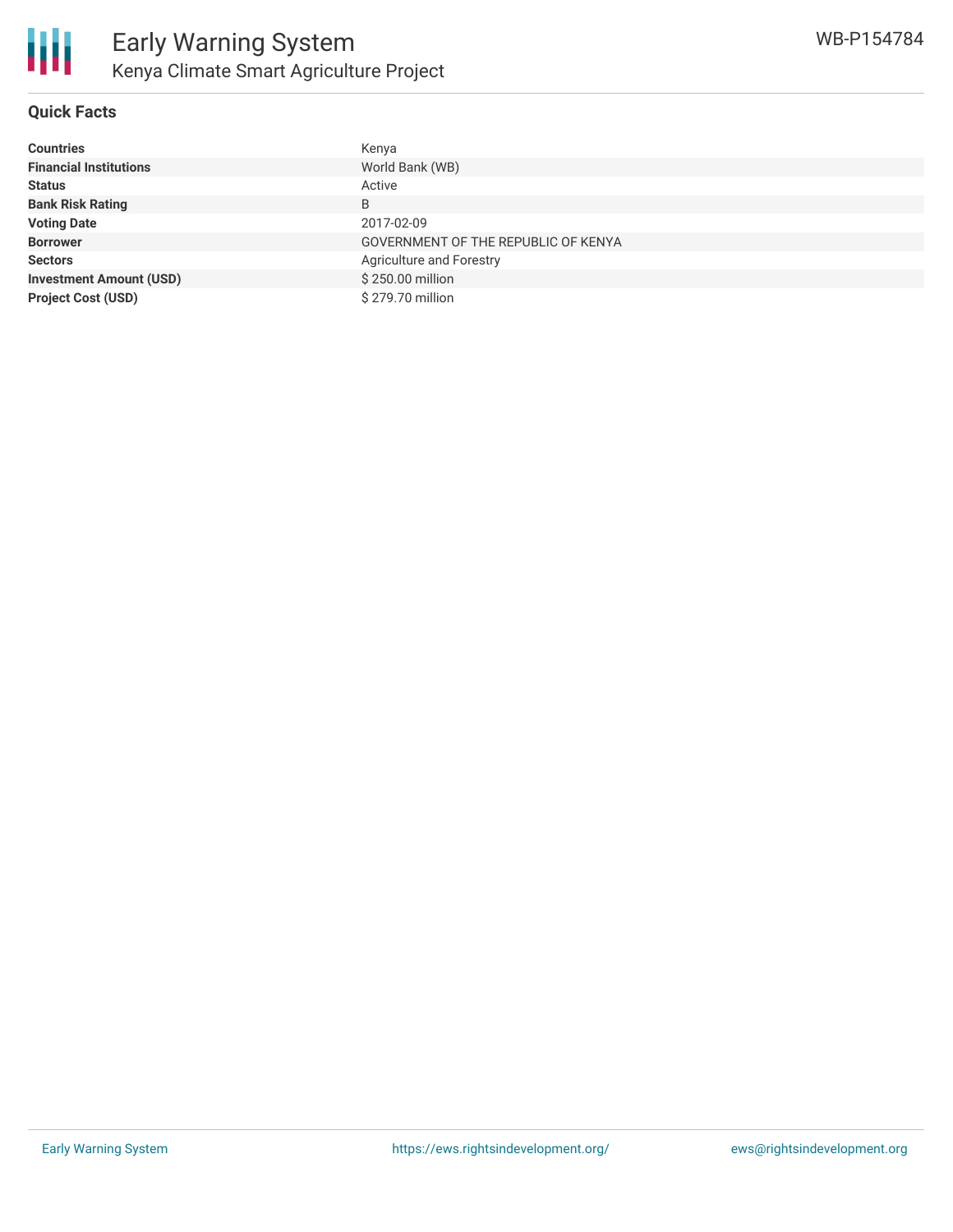# Early Warning System

## Kenya Climate Smart Agriculture Project

### Quick Facts

| | |
|---|---|
| **Countries** | Kenya |
| **Financial Institutions** | World Bank (WB) |
| **Status** | Active |
| **Bank Risk Rating** | B |
| **Voting Date** | 2017-02-09 |
| **Borrower** | GOVERNMENT OF THE REPUBLIC OF KENYA |
| **Sectors** | Agriculture and Forestry |
| **Investment Amount (USD)** | $ 250.00 million |
| **Project Cost (USD)** | $ 279.70 million |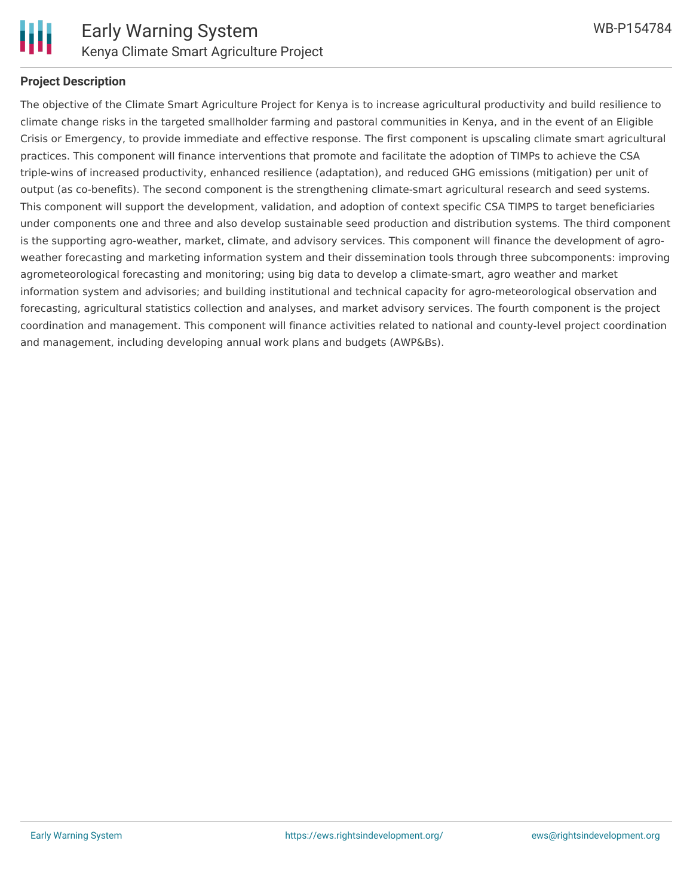**Project Description**

The objective of the Climate Smart Agriculture Project for Kenya is to increase agricultural productivity and build resilience to climate change risks in the targeted smallholder farming and pastoral communities in Kenya, and in the event of an Eligible Crisis or Emergency, to provide immediate and effective response. The first component is upscaling climate smart agricultural practices. This component will finance interventions that promote and facilitate the adoption of TIMPs to achieve the CSA triple-wins of increased productivity, enhanced resilience (adaptation), and reduced GHG emissions (mitigation) per unit of output (as co-benefits). The second component is the strengthening climate-smart agricultural research and seed systems. This component will support the development, validation, and adoption of context specific CSA TIMPS to target beneficiaries under components one and three and also develop sustainable seed production and distribution systems. The third component is the supporting agro-weather, market, climate, and advisory services. This component will finance the development of agro-weather forecasting and marketing information system and their dissemination tools through three subcomponents: improving agrometeorological forecasting and monitoring; using big data to develop a climate-smart, agro weather and market information system and advisories; and building institutional and technical capacity for agro-meteorological observation and forecasting, agricultural statistics collection and analyses, and market advisory services. The fourth component is the project coordination and management. This component will finance activities related to national and county-level project coordination and management, including developing annual work plans and budgets (AWP&Bs).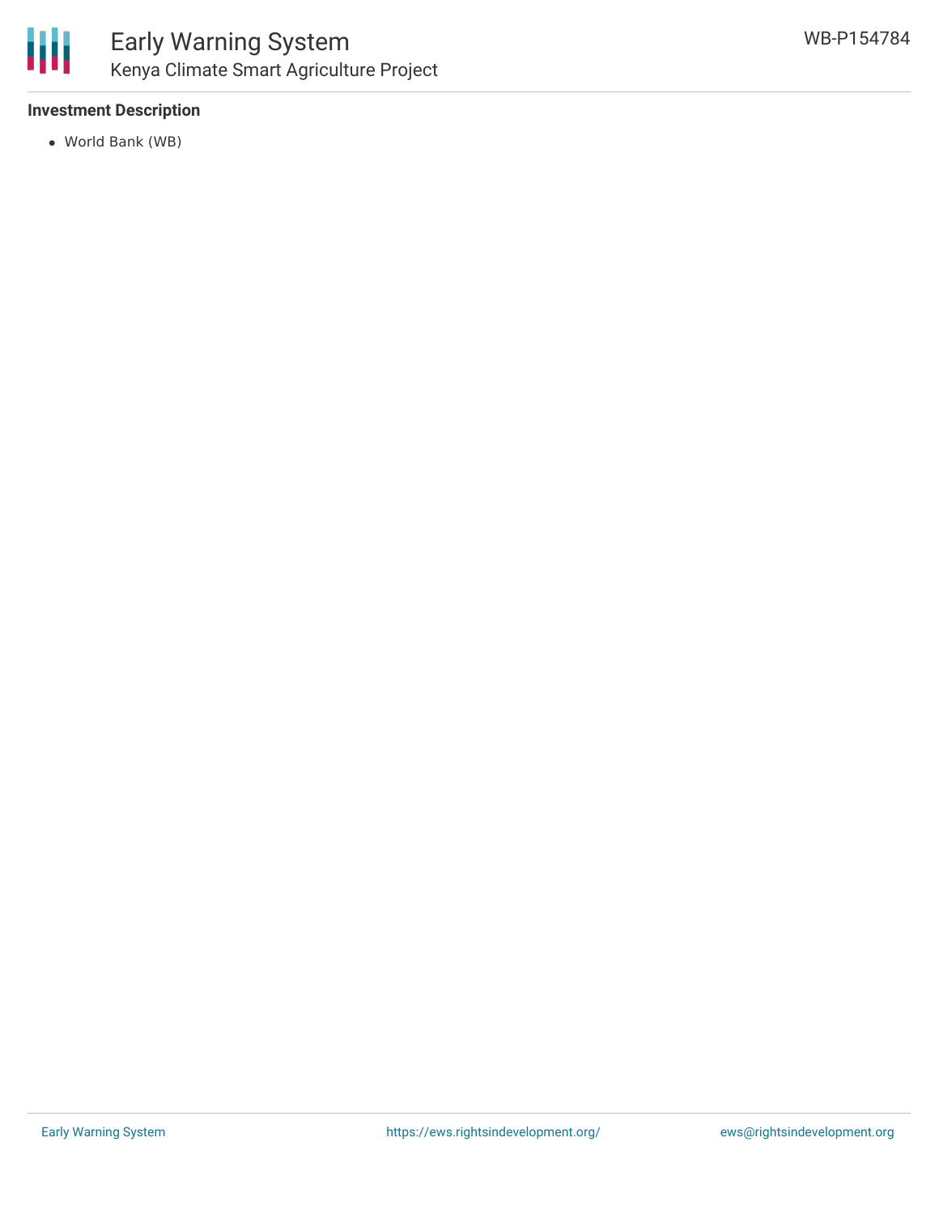### Investment Description

- World Bank (WB)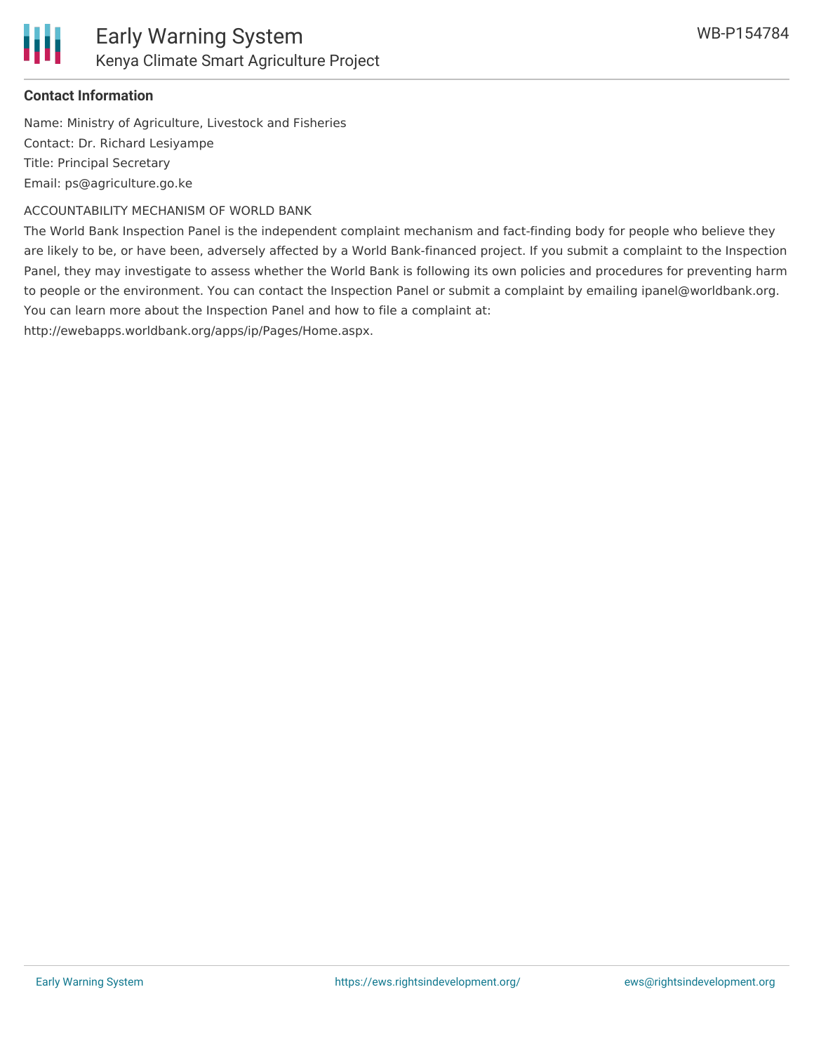**Contact Information**

Name: Ministry of Agriculture, Livestock and Fisheries
Contact: Dr. Richard Lesiyampe
Title: Principal Secretary
Email: ps@agriculture.go.ke

ACCOUNTABILITY MECHANISM OF WORLD BANK

The World Bank Inspection Panel is the independent complaint mechanism and fact-finding body for people who believe they are likely to be, or have been, adversely affected by a World Bank-financed project. If you submit a complaint to the Inspection Panel, they may investigate to assess whether the World Bank is following its own policies and procedures for preventing harm to people or the environment. You can contact the Inspection Panel or submit a complaint by emailing ipanel@worldbank.org. You can learn more about the Inspection Panel and how to file a complaint at: http://ewebapps.worldbank.org/apps/ip/Pages/Home.aspx.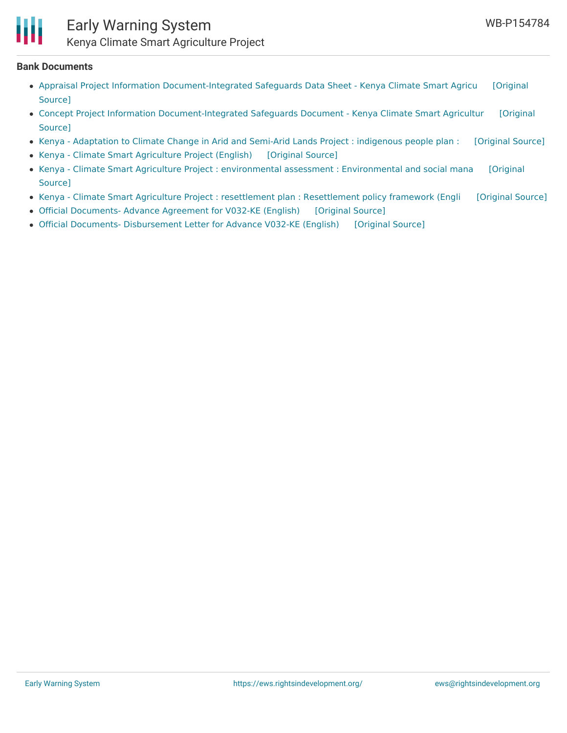### Bank Documents

- Appraisal Project Information Document-Integrated Safeguards Data Sheet - Kenya Climate Smart Agricu [Original Source]
- Concept Project Information Document-Integrated Safeguards Document - Kenya Climate Smart Agricultur [Original Source]
- Kenya - Adaptation to Climate Change in Arid and Semi-Arid Lands Project : indigenous people plan : [Original Source]
- Kenya - Climate Smart Agriculture Project (English) [Original Source]
- Kenya - Climate Smart Agriculture Project : environmental assessment : Environmental and social mana [Original Source]
- Kenya - Climate Smart Agriculture Project : resettlement plan : Resettlement policy framework (Engli [Original Source]
- Official Documents- Advance Agreement for V032-KE (English) [Original Source]
- Official Documents- Disbursement Letter for Advance V032-KE (English) [Original Source]